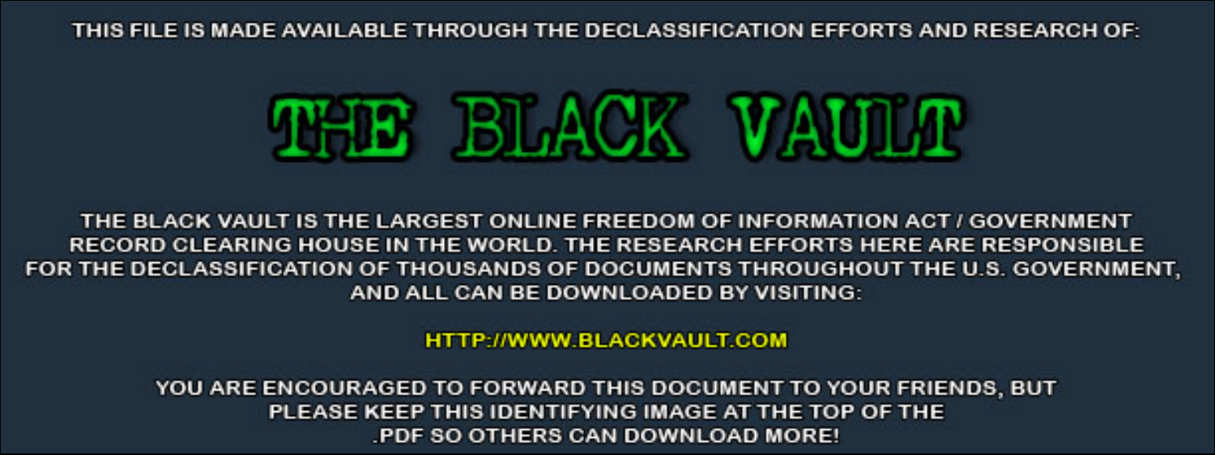THIS FILE IS MADE AVAILABLE THROUGH THE DECLASSIFICATION EFFORTS AND RESEARCH OF:

# THE BLACK VAULT

THE BLACK VAULT IS THE LARGEST ONLINE FREEDOM OF INFORMATION ACT / GOVERNMENT RECORD CLEARING HOUSE IN THE WORLD. THE RESEARCH EFFORTS HERE ARE RESPONSIBLE FOR THE DECLASSIFICATION OF THOUSANDS OF DOCUMENTS THROUGHOUT THE U.S. GOVERNMENT, AND ALL CAN BE DOWNLOADED BY VISITING:

HTTP://WWW.BLACKVAULT.COM

YOU ARE ENCOURAGED TO FORWARD THIS DOCUMENT TO YOUR FRIENDS, BUT PLEASE KEEP THIS IDENTIFYING IMAGE AT THE TOP OF THE .PDF SO OTHERS CAN DOWNLOAD MORE!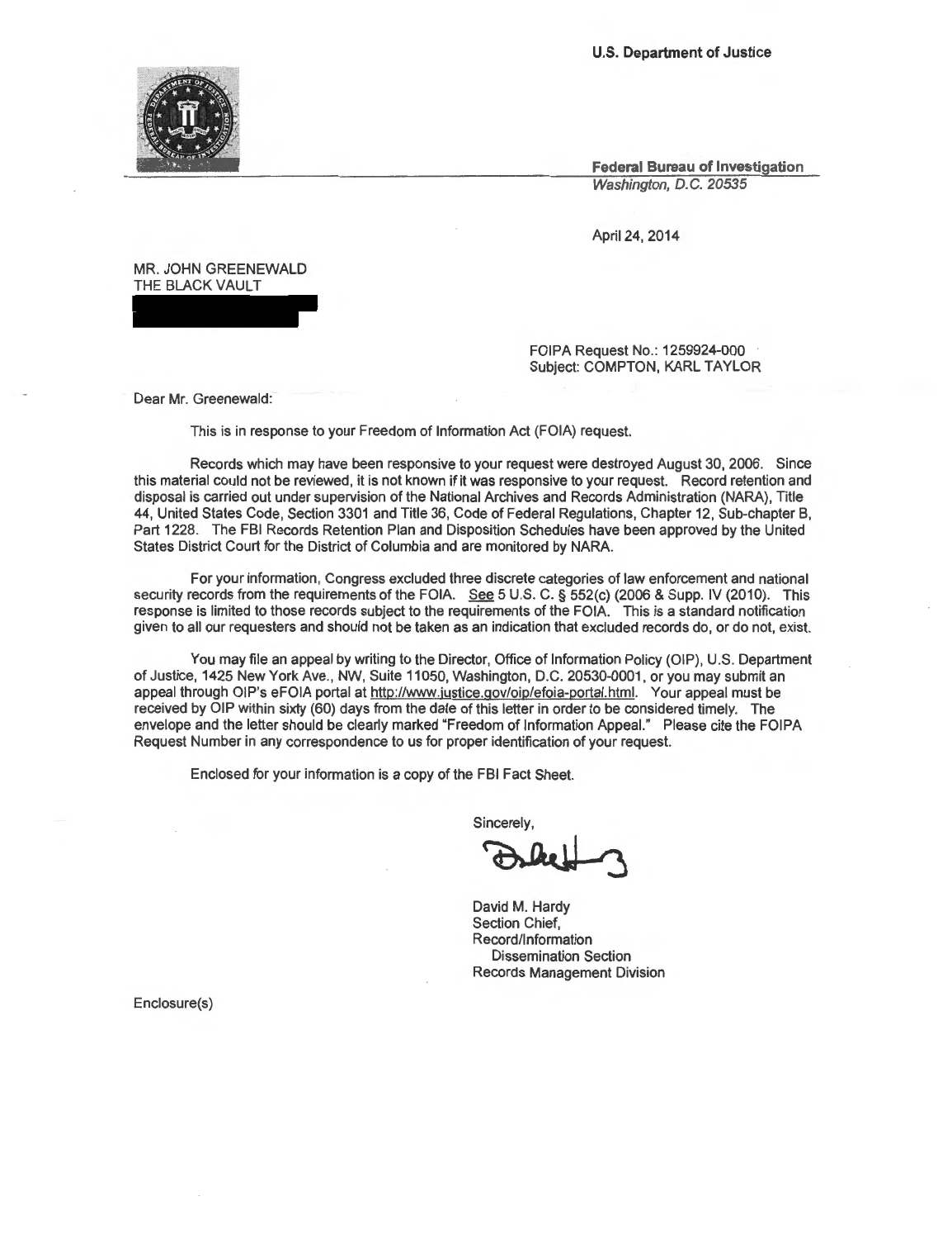U.S. Department of Justice

Federal Bureau of Investigation

*Washington, D.C. 20535*

April 24, 2014

MR. JOHN GREENEWALD
THE BLACK VAULT

FOIPA Request No.: 1259924-000
Subject: COMPTON, KARL TAYLOR

Dear Mr. Greenewald:

This is in response to your Freedom of Information Act (FOIA) request.

Records which may have been responsive to your request were destroyed August 30, 2006. Since this material could not be reviewed, it is not known if it was responsive to your request. Record retention and disposal is carried out under supervision of the National Archives and Records Administration (NARA), Title 44, United States Code, Section 3301 and Title 36, Code of Federal Regulations, Chapter 12, Sub-chapter B, Part 1228. The FBI Records Retention Plan and Disposition Schedules have been approved by the United States District Court for the District of Columbia and are monitored by NARA.

For your information, Congress excluded three discrete categories of law enforcement and national security records from the requirements of the FOIA. See 5 U.S. C. § 552(c) (2006 & Supp. IV (2010). This response is limited to those records subject to the requirements of the FOIA. This is a standard notification given to all our requesters and should not be taken as an indication that excluded records do, or do not, exist.

You may file an appeal by writing to the Director, Office of Information Policy (OIP), U.S. Department of Justice, 1425 New York Ave., NW, Suite 11050, Washington, D.C. 20530-0001, or you may submit an appeal through OIP's eFOIA portal at http://www.justice.gov/oip/efoia-portal.html. Your appeal must be received by OIP within sixty (60) days from the date of this letter in order to be considered timely. The envelope and the letter should be clearly marked "Freedom of Information Appeal." Please cite the FOIPA Request Number in any correspondence to us for proper identification of your request.

Enclosed for your information is a copy of the FBI Fact Sheet.

Sincerely,

David M. Hardy
Section Chief,
Record/Information
Dissemination Section
Records Management Division

Enclosure(s)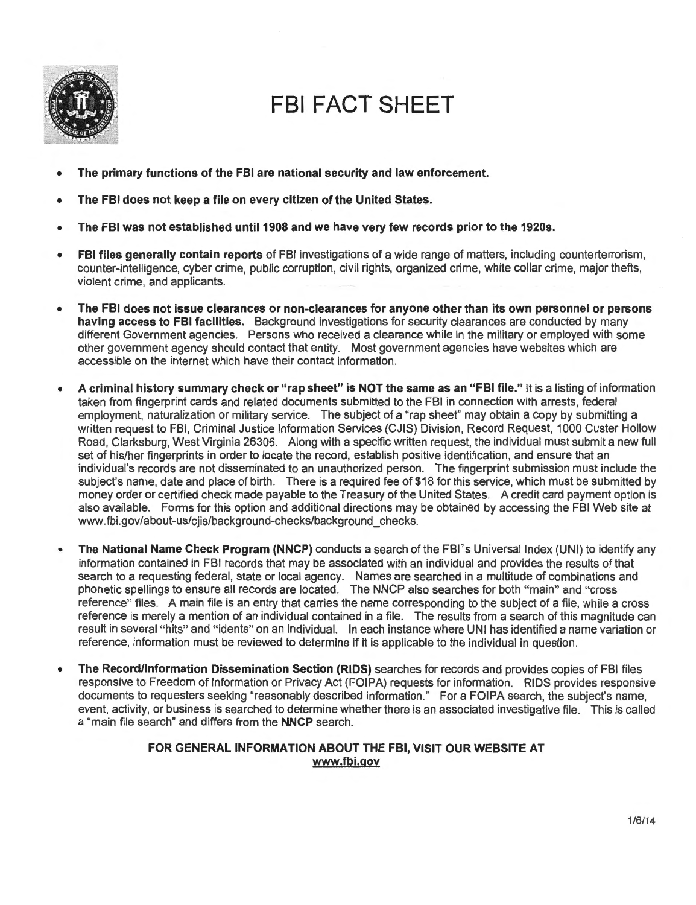# FBI FACT SHEET

- **The primary functions of the FBI are national security and law enforcement.**
- **The FBI does not keep a file on every citizen of the United States.**
- **The FBI was not established until 1908 and we have very few records prior to the 1920s.**
- **FBI files generally contain reports** of FBI investigations of a wide range of matters, including counterterrorism, counter-intelligence, cyber crime, public corruption, civil rights, organized crime, white collar crime, major thefts, violent crime, and applicants.
- **The FBI does not issue clearances or non-clearances for anyone other than its own personnel or persons having access to FBI facilities.** Background investigations for security clearances are conducted by many different Government agencies. Persons who received a clearance while in the military or employed with some other government agency should contact that entity. Most government agencies have websites which are accessible on the internet which have their contact information.
- **A criminal history summary check or "rap sheet" is NOT the same as an "FBI file."** It is a listing of information taken from fingerprint cards and related documents submitted to the FBI in connection with arrests, federal employment, naturalization or military service. The subject of a "rap sheet" may obtain a copy by submitting a written request to FBI, Criminal Justice Information Services (CJIS) Division, Record Request, 1000 Custer Hollow Road, Clarksburg, West Virginia 26306. Along with a specific written request, the individual must submit a new full set of his/her fingerprints in order to locate the record, establish positive identification, and ensure that an individual's records are not disseminated to an unauthorized person. The fingerprint submission must include the subject's name, date and place of birth. There is a required fee of $18 for this service, which must be submitted by money order or certified check made payable to the Treasury of the United States. A credit card payment option is also available. Forms for this option and additional directions may be obtained by accessing the FBI Web site at www.fbi.gov/about-us/cjis/background-checks/background_checks.
- **The National Name Check Program (NNCP)** conducts a search of the FBI's Universal Index (UNI) to identify any information contained in FBI records that may be associated with an individual and provides the results of that search to a requesting federal, state or local agency. Names are searched in a multitude of combinations and phonetic spellings to ensure all records are located. The NNCP also searches for both "main" and "cross reference" files. A main file is an entry that carries the name corresponding to the subject of a file, while a cross reference is merely a mention of an individual contained in a file. The results from a search of this magnitude can result in several "hits" and "idents" on an individual. In each instance where UNI has identified a name variation or reference, information must be reviewed to determine if it is applicable to the individual in question.
- **The Record/Information Dissemination Section (RIDS)** searches for records and provides copies of FBI files responsive to Freedom of Information or Privacy Act (FOIPA) requests for information. RIDS provides responsive documents to requesters seeking "reasonably described information." For a FOIPA search, the subject's name, event, activity, or business is searched to determine whether there is an associated investigative file. This is called a "main file search" and differs from the **NNCP** search.

**FOR GENERAL INFORMATION ABOUT THE FBI, VISIT OUR WEBSITE AT**
**www.fbi.gov**

1/6/14